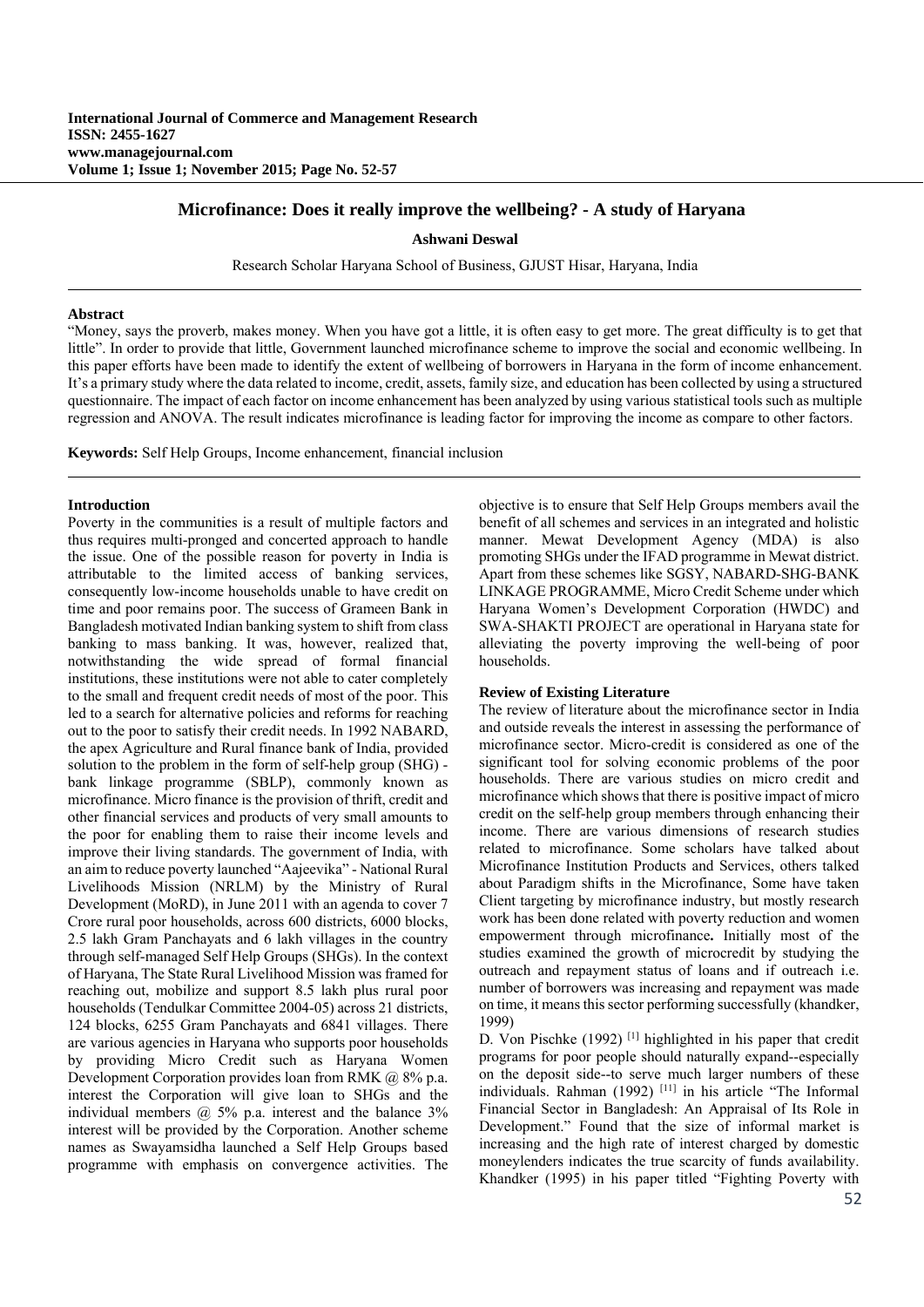# Microfinance: Does it really improve the wellbeing? - A study of Haryana

**Ashwani Deswal**

Research Scholar Haryana School of Business, GJUST Hisar, Haryana, India

## Abstract

"Money, says the proverb, makes money. When you have got a little, it is often easy to get more. The great difficulty is to get that little". In order to provide that little, Government launched microfinance scheme to improve the social and economic wellbeing. In this paper efforts have been made to identify the extent of wellbeing of borrowers in Haryana in the form of income enhancement. It's a primary study where the data related to income, credit, assets, family size, and education has been collected by using a structured questionnaire. The impact of each factor on income enhancement has been analyzed by using various statistical tools such as multiple regression and ANOVA. The result indicates microfinance is leading factor for improving the income as compare to other factors.

**Keywords:** Self Help Groups, Income enhancement, financial inclusion

## Introduction

Poverty in the communities is a result of multiple factors and thus requires multi-pronged and concerted approach to handle the issue. One of the possible reason for poverty in India is attributable to the limited access of banking services, consequently low-income households unable to have credit on time and poor remains poor. The success of Grameen Bank in Bangladesh motivated Indian banking system to shift from class banking to mass banking. It was, however, realized that, notwithstanding the wide spread of formal financial institutions, these institutions were not able to cater completely to the small and frequent credit needs of most of the poor. This led to a search for alternative policies and reforms for reaching out to the poor to satisfy their credit needs. In 1992 NABARD, the apex Agriculture and Rural finance bank of India, provided solution to the problem in the form of self-help group (SHG) - bank linkage programme (SBLP), commonly known as microfinance. Micro finance is the provision of thrift, credit and other financial services and products of very small amounts to the poor for enabling them to raise their income levels and improve their living standards. The government of India, with an aim to reduce poverty launched "Aajeevika" - National Rural Livelihoods Mission (NRLM) by the Ministry of Rural Development (MoRD), in June 2011 with an agenda to cover 7 Crore rural poor households, across 600 districts, 6000 blocks, 2.5 lakh Gram Panchayats and 6 lakh villages in the country through self-managed Self Help Groups (SHGs). In the context of Haryana, The State Rural Livelihood Mission was framed for reaching out, mobilize and support 8.5 lakh plus rural poor households (Tendulkar Committee 2004-05) across 21 districts, 124 blocks, 6255 Gram Panchayats and 6841 villages. There are various agencies in Haryana who supports poor households by providing Micro Credit such as Haryana Women Development Corporation provides loan from RMK @ 8% p.a. interest the Corporation will give loan to SHGs and the individual members @ 5% p.a. interest and the balance 3% interest will be provided by the Corporation. Another scheme names as Swayamsidha launched a Self Help Groups based programme with emphasis on convergence activities. The objective is to ensure that Self Help Groups members avail the benefit of all schemes and services in an integrated and holistic manner. Mewat Development Agency (MDA) is also promoting SHGs under the IFAD programme in Mewat district. Apart from these schemes like SGSY, NABARD-SHG-BANK LINKAGE PROGRAMME, Micro Credit Scheme under which Haryana Women's Development Corporation (HWDC) and SWA-SHAKTI PROJECT are operational in Haryana state for alleviating the poverty improving the well-being of poor households.

## Review of Existing Literature

The review of literature about the microfinance sector in India and outside reveals the interest in assessing the performance of microfinance sector. Micro-credit is considered as one of the significant tool for solving economic problems of the poor households. There are various studies on micro credit and microfinance which shows that there is positive impact of micro credit on the self-help group members through enhancing their income. There are various dimensions of research studies related to microfinance. Some scholars have talked about Microfinance Institution Products and Services, others talked about Paradigm shifts in the Microfinance, Some have taken Client targeting by microfinance industry, but mostly research work has been done related with poverty reduction and women empowerment through microfinance**.** Initially most of the studies examined the growth of microcredit by studying the outreach and repayment status of loans and if outreach i.e. number of borrowers was increasing and repayment was made on time, it means this sector performing successfully (khandker, 1999)

D. Von Pischke (1992) [1] highlighted in his paper that credit programs for poor people should naturally expand--especially on the deposit side--to serve much larger numbers of these individuals. Rahman (1992) [11] in his article "The Informal Financial Sector in Bangladesh: An Appraisal of Its Role in Development." Found that the size of informal market is increasing and the high rate of interest charged by domestic moneylenders indicates the true scarcity of funds availability. Khandker (1995) in his paper titled "Fighting Poverty with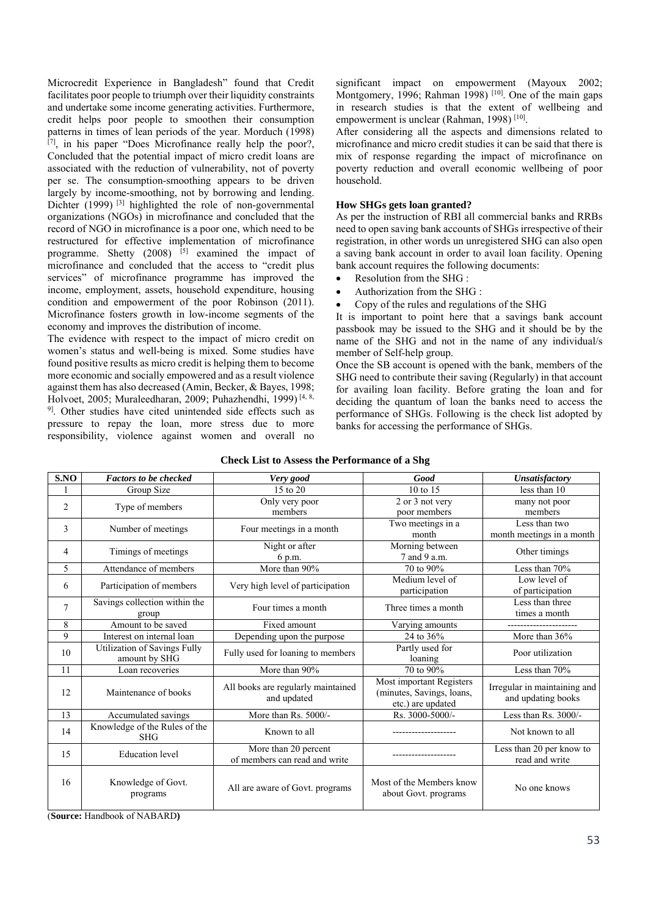Microcredit Experience in Bangladesh" found that Credit facilitates poor people to triumph over their liquidity constraints and undertake some income generating activities. Furthermore, credit helps poor people to smoothen their consumption patterns in times of lean periods of the year. Morduch (1998) [7], in his paper "Does Microfinance really help the poor?, Concluded that the potential impact of micro credit loans are associated with the reduction of vulnerability, not of poverty per se. The consumption-smoothing appears to be driven largely by income-smoothing, not by borrowing and lending. Dichter (1999) [3] highlighted the role of non-governmental organizations (NGOs) in microfinance and concluded that the record of NGO in microfinance is a poor one, which need to be restructured for effective implementation of microfinance programme. Shetty (2008) [5] examined the impact of microfinance and concluded that the access to "credit plus services" of microfinance programme has improved the income, employment, assets, household expenditure, housing condition and empowerment of the poor Robinson (2011). Microfinance fosters growth in low-income segments of the economy and improves the distribution of income.

The evidence with respect to the impact of micro credit on women's status and well-being is mixed. Some studies have found positive results as micro credit is helping them to become more economic and socially empowered and as a result violence against them has also decreased (Amin, Becker, & Bayes, 1998; Holvoet, 2005; Muraleedharan, 2009; Puhazhendhi, 1999) [4, 8, 9]. Other studies have cited unintended side effects such as pressure to repay the loan, more stress due to more responsibility, violence against women and overall no significant impact on empowerment (Mayoux 2002; Montgomery, 1996; Rahman 1998) [10]. One of the main gaps in research studies is that the extent of wellbeing and empowerment is unclear (Rahman, 1998) [10].

After considering all the aspects and dimensions related to microfinance and micro credit studies it can be said that there is mix of response regarding the impact of microfinance on poverty reduction and overall economic wellbeing of poor household.

**How SHGs gets loan granted?**

As per the instruction of RBI all commercial banks and RRBs need to open saving bank accounts of SHGs irrespective of their registration, in other words un unregistered SHG can also open a saving bank account in order to avail loan facility. Opening bank account requires the following documents:

- Resolution from the SHG :
- Authorization from the SHG :
- Copy of the rules and regulations of the SHG

It is important to point here that a savings bank account passbook may be issued to the SHG and it should be by the name of the SHG and not in the name of any individual/s member of Self-help group.

Once the SB account is opened with the bank, members of the SHG need to contribute their saving (Regularly) in that account for availing loan facility. Before grating the loan and for deciding the quantum of loan the banks need to access the performance of SHGs. Following is the check list adopted by banks for accessing the performance of SHGs.

**Check List to Assess the Performance of a Shg**

| S.NO | *Factors to be checked* | *Very good* | *Good* | *Unsatisfactory* |
|---|---|---|---|---|
| 1 | Group Size | 15 to 20 | 10 to 15 | less than 10 |
| 2 | Type of members | Only very poor members | 2 or 3 not very poor members | many not poor members |
| 3 | Number of meetings | Four meetings in a month | Two meetings in a month | Less than two month meetings in a month |
| 4 | Timings of meetings | Night or after 6 p.m. | Morning between 7 and 9 a.m. | Other timings |
| 5 | Attendance of members | More than 90% | 70 to 90% | Less than 70% |
| 6 | Participation of members | Very high level of participation | Medium level of participation | Low level of of participation |
| 7 | Savings collection within the group | Four times a month | Three times a month | Less than three times a month |
| 8 | Amount to be saved | Fixed amount | Varying amounts | ---------------------- |
| 9 | Interest on internal loan | Depending upon the purpose | 24 to 36% | More than 36% |
| 10 | Utilization of Savings Fully amount by SHG | Fully used for loaning to members | Partly used for loaning | Poor utilization |
| 11 | Loan recoveries | More than 90% | 70 to 90% | Less than 70% |
| 12 | Maintenance of books | All books are regularly maintained and updated | Most important Registers (minutes, Savings, loans, etc.) are updated | Irregular in maintaining and and updating books |
| 13 | Accumulated savings | More than Rs. 5000/- | Rs. 3000-5000/- | Less than Rs. 3000/- |
| 14 | Knowledge of the Rules of the SHG | Known to all | -------------------- | Not known to all |
| 15 | Education level | More than 20 percent of members can read and write | -------------------- | Less than 20 per know to read and write |
| 16 | Knowledge of Govt. programs | All are aware of Govt. programs | Most of the Members know about Govt. programs | No one knows |

(**Source:** Handbook of NABARD**)**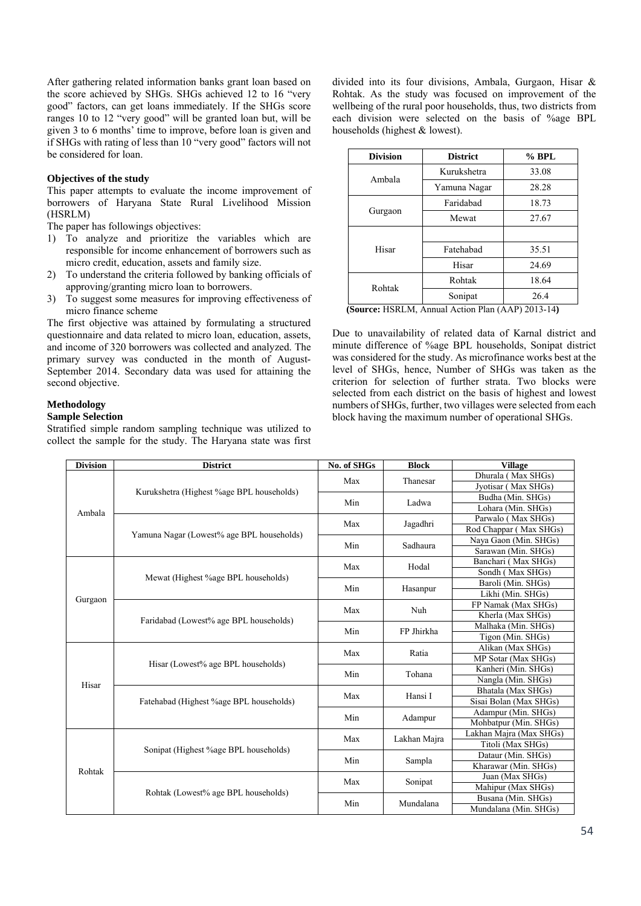After gathering related information banks grant loan based on the score achieved by SHGs. SHGs achieved 12 to 16 "very good" factors, can get loans immediately. If the SHGs score ranges 10 to 12 "very good" will be granted loan but, will be given 3 to 6 months' time to improve, before loan is given and if SHGs with rating of less than 10 "very good" factors will not be considered for loan.

**Objectives of the study**

This paper attempts to evaluate the income improvement of borrowers of Haryana State Rural Livelihood Mission (HSRLM)

The paper has followings objectives:

1) To analyze and prioritize the variables which are responsible for income enhancement of borrowers such as micro credit, education, assets and family size.
2) To understand the criteria followed by banking officials of approving/granting micro loan to borrowers.
3) To suggest some measures for improving effectiveness of micro finance scheme

The first objective was attained by formulating a structured questionnaire and data related to micro loan, education, assets, and income of 320 borrowers was collected and analyzed. The primary survey was conducted in the month of August-September 2014. Secondary data was used for attaining the second objective.

**Methodology**

**Sample Selection**

Stratified simple random sampling technique was utilized to collect the sample for the study. The Haryana state was first divided into its four divisions, Ambala, Gurgaon, Hisar & Rohtak. As the study was focused on improvement of the wellbeing of the rural poor households, thus, two districts from each division were selected on the basis of %age BPL households (highest & lowest).

| Division | District | % BPL |
|---|---|---|
| Ambala | Kurukshetra | 33.08 |
| | Yamuna Nagar | 28.28 |
| Gurgaon | Faridabad | 18.73 |
| | Mewat | 27.67 |
| Hisar | | |
| | Fatehabad | 35.51 |
| | Hisar | 24.69 |
| Rohtak | Rohtak | 18.64 |
| | Sonipat | 26.4 |

**(Source:** HSRLM, Annual Action Plan (AAP) 2013-14**)**

Due to unavailability of related data of Karnal district and minute difference of %age BPL households, Sonipat district was considered for the study. As microfinance works best at the level of SHGs, hence, Number of SHGs was taken as the criterion for selection of further strata. Two blocks were selected from each district on the basis of highest and lowest numbers of SHGs, further, two villages were selected from each block having the maximum number of operational SHGs.

| Division | District | No. of SHGs | Block | Village |
|---|---|---|---|---|
| Ambala | Kurukshetra (Highest %age BPL households) | Max | Thanesar | Dhurala ( Max SHGs) |
| | | | | Jyotisar ( Max SHGs) |
| | | Min | Ladwa | Budha (Min. SHGs) |
| | | | | Lohara (Min. SHGs) |
| | Yamuna Nagar (Lowest% age BPL households) | Max | Jagadhri | Parwalo ( Max SHGs) |
| | | | | Rod Chappar ( Max SHGs) |
| | | Min | Sadhaura | Naya Gaon (Min. SHGs) |
| | | | | Sarawan (Min. SHGs) |
| Gurgaon | Mewat (Highest %age BPL households) | Max | Hodal | Banchari ( Max SHGs) |
| | | | | Sondh ( Max SHGs) |
| | | Min | Hasanpur | Baroli (Min. SHGs) |
| | | | | Likhi (Min. SHGs) |
| | Faridabad (Lowest% age BPL households) | Max | Nuh | FP Namak (Max SHGs) |
| | | | | Kherla (Max SHGs) |
| | | Min | FP Jhirkha | Malhaka (Min. SHGs) |
| | | | | Tigon (Min. SHGs) |
| Hisar | Hisar (Lowest% age BPL households) | Max | Ratia | Alikan (Max SHGs) |
| | | | | MP Sotar (Max SHGs) |
| | | Min | Tohana | Kanheri (Min. SHGs) |
| | | | | Nangla (Min. SHGs) |
| | Fatehabad (Highest %age BPL households) | Max | Hansi I | Bhatala (Max SHGs) |
| | | | | Sisai Bolan (Max SHGs) |
| | | Min | Adampur | Adampur (Min. SHGs) |
| | | | | Mohbatpur (Min. SHGs) |
| Rohtak | Sonipat (Highest %age BPL households) | Max | Lakhan Majra | Lakhan Majra (Max SHGs) |
| | | | | Titoli (Max SHGs) |
| | | Min | Sampla | Dataur (Min. SHGs) |
| | | | | Kharawar (Min. SHGs) |
| | Rohtak (Lowest% age BPL households) | Max | Sonipat | Juan (Max SHGs) |
| | | | | Mahipur (Max SHGs) |
| | | Min | Mundalana | Busana (Min. SHGs) |
| | | | | Mundalana (Min. SHGs) |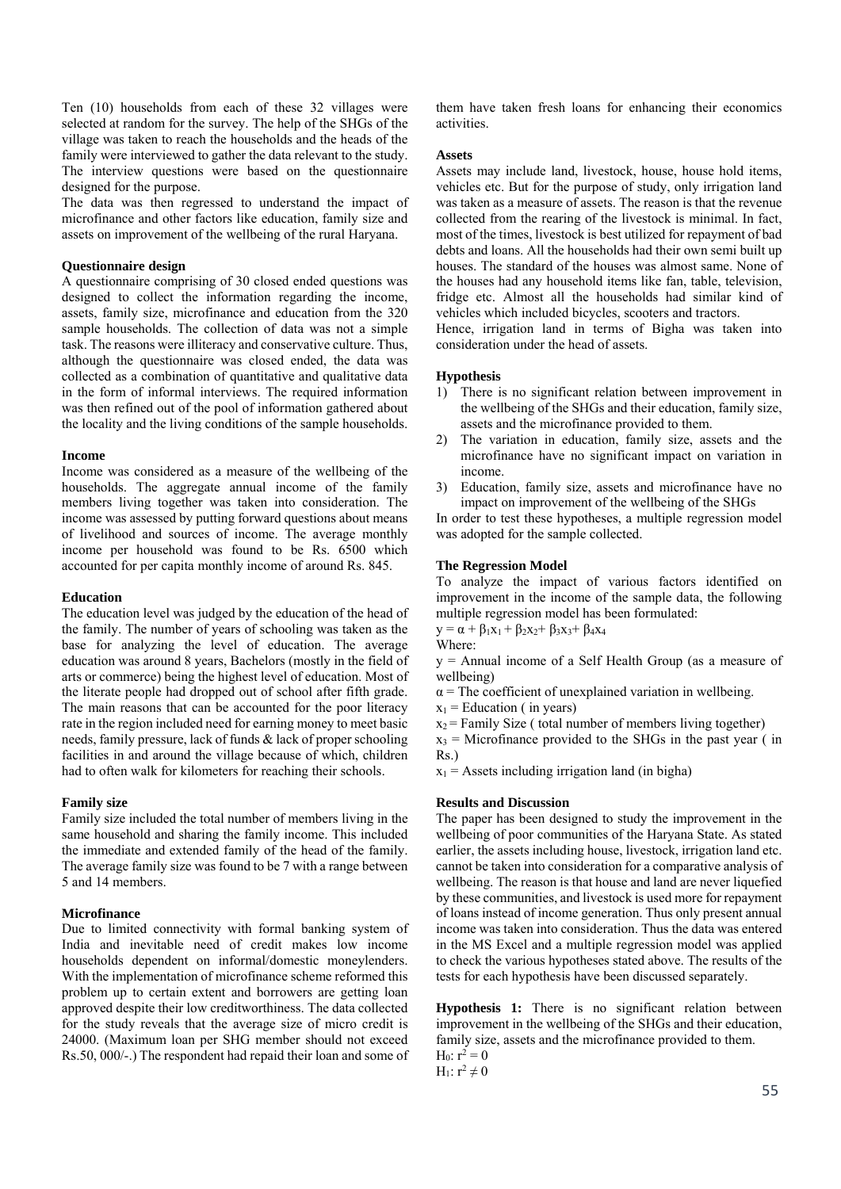Ten (10) households from each of these 32 villages were selected at random for the survey. The help of the SHGs of the village was taken to reach the households and the heads of the family were interviewed to gather the data relevant to the study. The interview questions were based on the questionnaire designed for the purpose.

The data was then regressed to understand the impact of microfinance and other factors like education, family size and assets on improvement of the wellbeing of the rural Haryana.

**Questionnaire design**

A questionnaire comprising of 30 closed ended questions was designed to collect the information regarding the income, assets, family size, microfinance and education from the 320 sample households. The collection of data was not a simple task. The reasons were illiteracy and conservative culture. Thus, although the questionnaire was closed ended, the data was collected as a combination of quantitative and qualitative data in the form of informal interviews. The required information was then refined out of the pool of information gathered about the locality and the living conditions of the sample households.

**Income**

Income was considered as a measure of the wellbeing of the households. The aggregate annual income of the family members living together was taken into consideration. The income was assessed by putting forward questions about means of livelihood and sources of income. The average monthly income per household was found to be Rs. 6500 which accounted for per capita monthly income of around Rs. 845.

**Education**

The education level was judged by the education of the head of the family. The number of years of schooling was taken as the base for analyzing the level of education. The average education was around 8 years, Bachelors (mostly in the field of arts or commerce) being the highest level of education. Most of the literate people had dropped out of school after fifth grade. The main reasons that can be accounted for the poor literacy rate in the region included need for earning money to meet basic needs, family pressure, lack of funds & lack of proper schooling facilities in and around the village because of which, children had to often walk for kilometers for reaching their schools.

**Family size**

Family size included the total number of members living in the same household and sharing the family income. This included the immediate and extended family of the head of the family. The average family size was found to be 7 with a range between 5 and 14 members.

**Microfinance**

Due to limited connectivity with formal banking system of India and inevitable need of credit makes low income households dependent on informal/domestic moneylenders. With the implementation of microfinance scheme reformed this problem up to certain extent and borrowers are getting loan approved despite their low creditworthiness. The data collected for the study reveals that the average size of micro credit is 24000. (Maximum loan per SHG member should not exceed Rs.50, 000/-.) The respondent had repaid their loan and some of them have taken fresh loans for enhancing their economics activities.

**Assets**

Assets may include land, livestock, house, house hold items, vehicles etc. But for the purpose of study, only irrigation land was taken as a measure of assets. The reason is that the revenue collected from the rearing of the livestock is minimal. In fact, most of the times, livestock is best utilized for repayment of bad debts and loans. All the households had their own semi built up houses. The standard of the houses was almost same. None of the houses had any household items like fan, table, television, fridge etc. Almost all the households had similar kind of vehicles which included bicycles, scooters and tractors.

Hence, irrigation land in terms of Bigha was taken into consideration under the head of assets.

**Hypothesis**

1) There is no significant relation between improvement in the wellbeing of the SHGs and their education, family size, assets and the microfinance provided to them.
2) The variation in education, family size, assets and the microfinance have no significant impact on variation in income.
3) Education, family size, assets and microfinance have no impact on improvement of the wellbeing of the SHGs

In order to test these hypotheses, a multiple regression model was adopted for the sample collected.

**The Regression Model**

To analyze the impact of various factors identified on improvement in the income of the sample data, the following multiple regression model has been formulated:

$y = \alpha + \beta_1x_1 + \beta_2x_2 + \beta_3x_3 + \beta_4x_4$

Where:

y = Annual income of a Self Health Group (as a measure of wellbeing)

$\alpha$ = The coefficient of unexplained variation in wellbeing.

$x_1$ = Education ( in years)

$x_2$ = Family Size ( total number of members living together)

$x_3$ = Microfinance provided to the SHGs in the past year ( in Rs.)

$x_1$ = Assets including irrigation land (in bigha)

**Results and Discussion**

The paper has been designed to study the improvement in the wellbeing of poor communities of the Haryana State. As stated earlier, the assets including house, livestock, irrigation land etc. cannot be taken into consideration for a comparative analysis of wellbeing. The reason is that house and land are never liquefied by these communities, and livestock is used more for repayment of loans instead of income generation. Thus only present annual income was taken into consideration. Thus the data was entered in the MS Excel and a multiple regression model was applied to check the various hypotheses stated above. The results of the tests for each hypothesis have been discussed separately.

**Hypothesis 1:** There is no significant relation between improvement in the wellbeing of the SHGs and their education, family size, assets and the microfinance provided to them.

$H_0$: $r^2 = 0$

$H_1$: $r^2 \neq 0$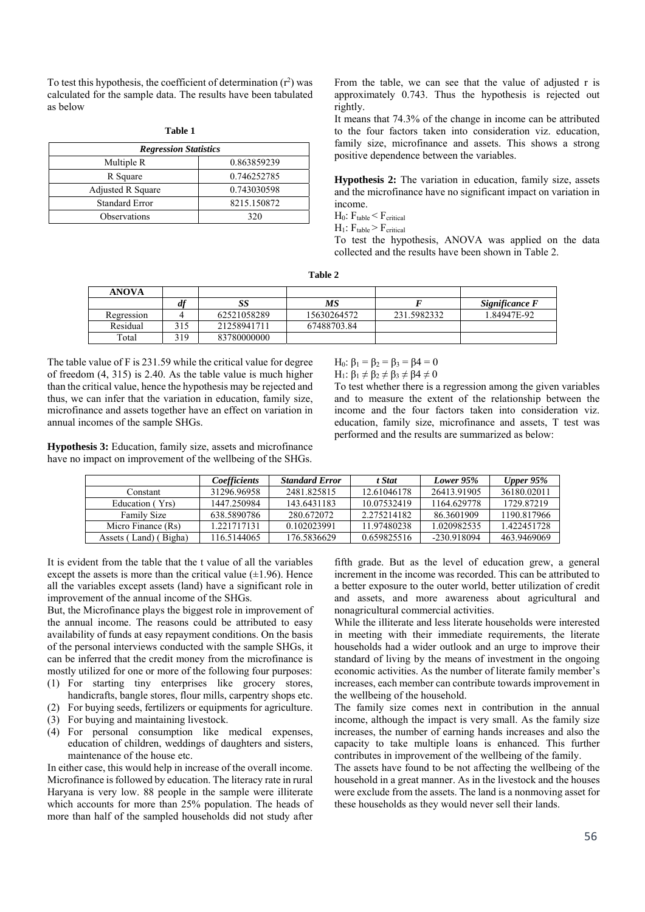To test this hypothesis, the coefficient of determination ($r^2$) was calculated for the sample data. The results have been tabulated as below

**Table 1**

| *Regression Statistics* | |
|---|---|
| Multiple R | 0.863859239 |
| R Square | 0.746252785 |
| Adjusted R Square | 0.743030598 |
| Standard Error | 8215.150872 |
| Observations | 320 |

From the table, we can see that the value of adjusted r is approximately 0.743. Thus the hypothesis is rejected out rightly.

It means that 74.3% of the change in income can be attributed to the four factors taken into consideration viz. education, family size, microfinance and assets. This shows a strong positive dependence between the variables.

**Hypothesis 2:** The variation in education, family size, assets and the microfinance have no significant impact on variation in income.

$H_0$: $F_{table} < F_{critical}$

$H_1$: $F_{table} > F_{critical}$

To test the hypothesis, ANOVA was applied on the data collected and the results have been shown in Table 2.

**Table 2**

| ANOVA | | | | | |
|---|---|---|---|---|---|
| | *df* | *SS* | *MS* | *F* | *Significance F* |
| Regression | 4 | 62521058289 | 15630264572 | 231.5982332 | 1.84947E-92 |
| Residual | 315 | 21258941711 | 67488703.84 | | |
| Total | 319 | 83780000000 | | | |

The table value of F is 231.59 while the critical value for degree of freedom (4, 315) is 2.40. As the table value is much higher than the critical value, hence the hypothesis may be rejected and thus, we can infer that the variation in education, family size, microfinance and assets together have an effect on variation in annual incomes of the sample SHGs.

**Hypothesis 3:** Education, family size, assets and microfinance have no impact on improvement of the wellbeing of the SHGs.

$H_0$: $\beta_1 = \beta_2 = \beta_3 = \beta 4 = 0$

$H_1$: $\beta_1 \neq \beta_2 \neq \beta_3 \neq \beta 4 \neq 0$

To test whether there is a regression among the given variables and to measure the extent of the relationship between the income and the four factors taken into consideration viz. education, family size, microfinance and assets, T test was performed and the results are summarized as below:

| | *Coefficients* | *Standard Error* | *t Stat* | *Lower 95%* | *Upper 95%* |
|---|---|---|---|---|---|
| Constant | 31296.96958 | 2481.825815 | 12.61046178 | 26413.91905 | 36180.02011 |
| Education ( Yrs) | 1447.250984 | 143.6431183 | 10.07532419 | 1164.629778 | 1729.87219 |
| Family Size | 638.5890786 | 280.672072 | 2.275214182 | 86.3601909 | 1190.817966 |
| Micro Finance (Rs) | 1.221717131 | 0.102023991 | 11.97480238 | 1.020982535 | 1.422451728 |
| Assets ( Land) ( Bigha) | 116.5144065 | 176.5836629 | 0.659825516 | -230.918094 | 463.9469069 |

It is evident from the table that the t value of all the variables except the assets is more than the critical value (±1.96). Hence all the variables except assets (land) have a significant role in improvement of the annual income of the SHGs.

But, the Microfinance plays the biggest role in improvement of the annual income. The reasons could be attributed to easy availability of funds at easy repayment conditions. On the basis of the personal interviews conducted with the sample SHGs, it can be inferred that the credit money from the microfinance is mostly utilized for one or more of the following four purposes:

(1) For starting tiny enterprises like grocery stores, handicrafts, bangle stores, flour mills, carpentry shops etc.
(2) For buying seeds, fertilizers or equipments for agriculture.
(3) For buying and maintaining livestock.
(4) For personal consumption like medical expenses, education of children, weddings of daughters and sisters, maintenance of the house etc.

In either case, this would help in increase of the overall income. Microfinance is followed by education. The literacy rate in rural Haryana is very low. 88 people in the sample were illiterate which accounts for more than 25% population. The heads of more than half of the sampled households did not study after fifth grade. But as the level of education grew, a general increment in the income was recorded. This can be attributed to a better exposure to the outer world, better utilization of credit and assets, and more awareness about agricultural and nonagricultural commercial activities.

While the illiterate and less literate households were interested in meeting with their immediate requirements, the literate households had a wider outlook and an urge to improve their standard of living by the means of investment in the ongoing economic activities. As the number of literate family member's increases, each member can contribute towards improvement in the wellbeing of the household.

The family size comes next in contribution in the annual income, although the impact is very small. As the family size increases, the number of earning hands increases and also the capacity to take multiple loans is enhanced. This further contributes in improvement of the wellbeing of the family.

The assets have found to be not affecting the wellbeing of the household in a great manner. As in the livestock and the houses were exclude from the assets. The land is a nonmoving asset for these households as they would never sell their lands.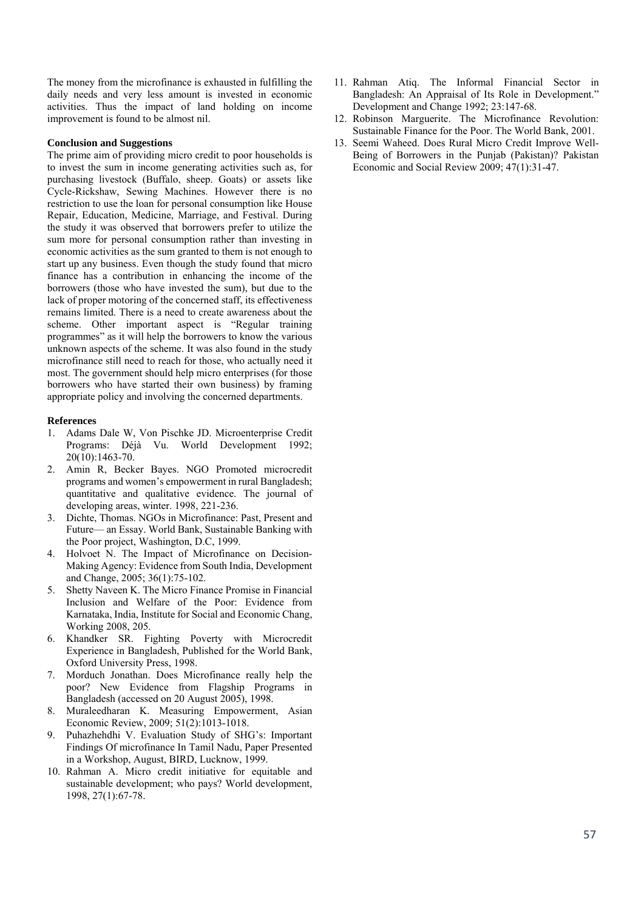The money from the microfinance is exhausted in fulfilling the daily needs and very less amount is invested in economic activities. Thus the impact of land holding on income improvement is found to be almost nil.

**Conclusion and Suggestions**

The prime aim of providing micro credit to poor households is to invest the sum in income generating activities such as, for purchasing livestock (Buffalo, sheep. Goats) or assets like Cycle-Rickshaw, Sewing Machines. However there is no restriction to use the loan for personal consumption like House Repair, Education, Medicine, Marriage, and Festival. During the study it was observed that borrowers prefer to utilize the sum more for personal consumption rather than investing in economic activities as the sum granted to them is not enough to start up any business. Even though the study found that micro finance has a contribution in enhancing the income of the borrowers (those who have invested the sum), but due to the lack of proper motoring of the concerned staff, its effectiveness remains limited. There is a need to create awareness about the scheme. Other important aspect is "Regular training programmes" as it will help the borrowers to know the various unknown aspects of the scheme. It was also found in the study microfinance still need to reach for those, who actually need it most. The government should help micro enterprises (for those borrowers who have started their own business) by framing appropriate policy and involving the concerned departments.

**References**

1. Adams Dale W, Von Pischke JD. Microenterprise Credit Programs: Déjà Vu. World Development 1992; 20(10):1463-70.
2. Amin R, Becker Bayes. NGO Promoted microcredit programs and women's empowerment in rural Bangladesh; quantitative and qualitative evidence. The journal of developing areas, winter. 1998, 221-236.
3. Dichte, Thomas. NGOs in Microfinance: Past, Present and Future— an Essay. World Bank, Sustainable Banking with the Poor project, Washington, D.C, 1999.
4. Holvoet N. The Impact of Microfinance on Decision-Making Agency: Evidence from South India, Development and Change, 2005; 36(1):75-102.
5. Shetty Naveen K. The Micro Finance Promise in Financial Inclusion and Welfare of the Poor: Evidence from Karnataka, India, Institute for Social and Economic Chang, Working 2008, 205.
6. Khandker SR. Fighting Poverty with Microcredit Experience in Bangladesh, Published for the World Bank, Oxford University Press, 1998.
7. Morduch Jonathan. Does Microfinance really help the poor? New Evidence from Flagship Programs in Bangladesh (accessed on 20 August 2005), 1998.
8. Muraleedharan K. Measuring Empowerment, Asian Economic Review, 2009; 51(2):1013-1018.
9. Puhazhehdhi V. Evaluation Study of SHG's: Important Findings Of microfinance In Tamil Nadu, Paper Presented in a Workshop, August, BIRD, Lucknow, 1999.
10. Rahman A. Micro credit initiative for equitable and sustainable development; who pays? World development, 1998, 27(1):67-78.
11. Rahman Atiq. The Informal Financial Sector in Bangladesh: An Appraisal of Its Role in Development." Development and Change 1992; 23:147-68.
12. Robinson Marguerite. The Microfinance Revolution: Sustainable Finance for the Poor. The World Bank, 2001.
13. Seemi Waheed. Does Rural Micro Credit Improve Well-Being of Borrowers in the Punjab (Pakistan)? Pakistan Economic and Social Review 2009; 47(1):31-47.